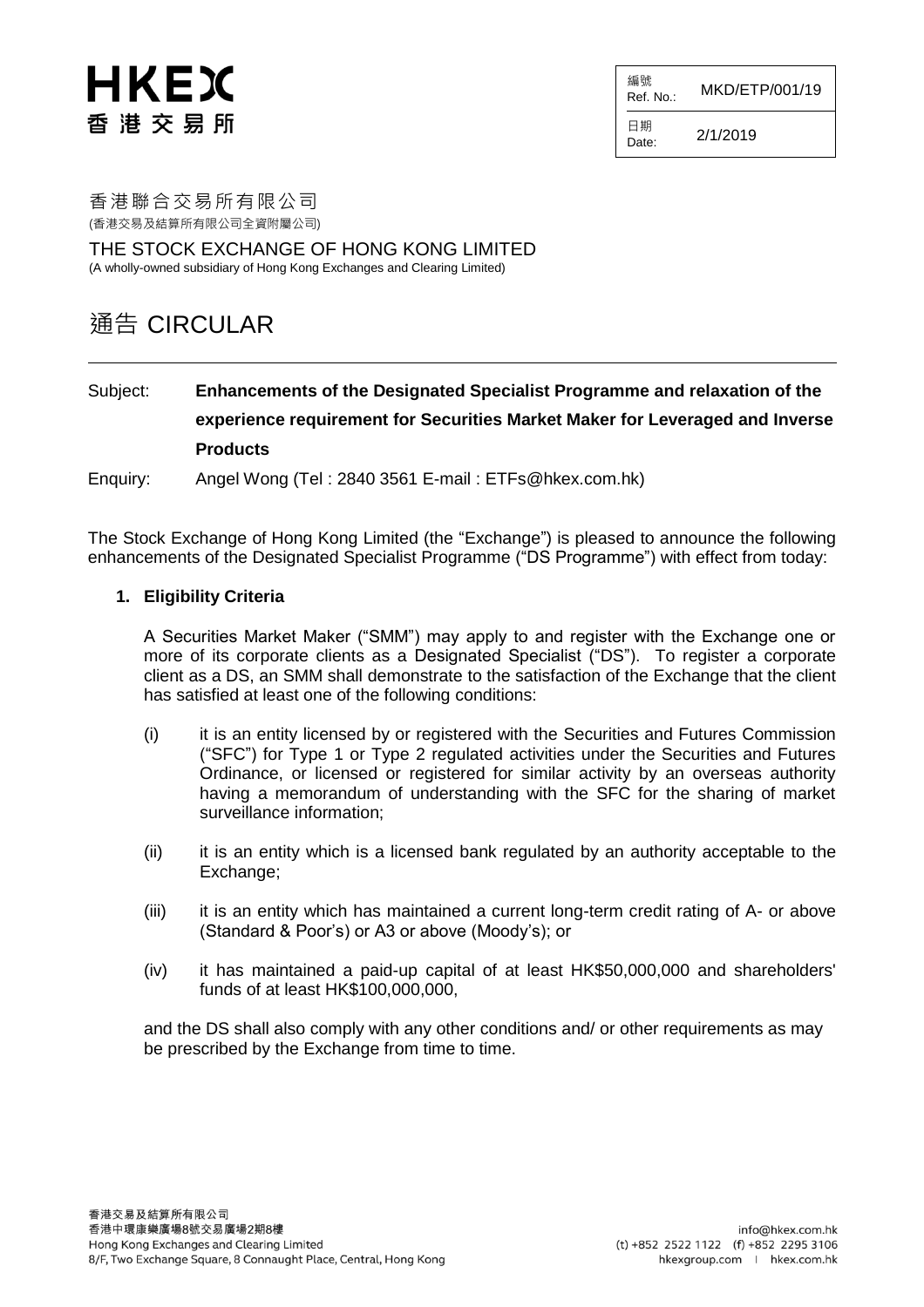HKEX
香港交易所

| 編號 Ref. No.: | MKD/ETP/001/19 |
| --- | --- |
| 日期 Date: | 2/1/2019 |

香港聯合交易所有限公司
(香港交易及結算所有限公司全資附屬公司)

THE STOCK EXCHANGE OF HONG KONG LIMITED
(A wholly-owned subsidiary of Hong Kong Exchanges and Clearing Limited)

# 通告 CIRCULAR

Subject: **Enhancements of the Designated Specialist Programme and relaxation of the experience requirement for Securities Market Maker for Leveraged and Inverse Products**

Enquiry: Angel Wong (Tel : 2840 3561 E-mail : ETFs@hkex.com.hk)

The Stock Exchange of Hong Kong Limited (the "Exchange") is pleased to announce the following enhancements of the Designated Specialist Programme ("DS Programme") with effect from today:

**1. Eligibility Criteria**

A Securities Market Maker ("SMM") may apply to and register with the Exchange one or more of its corporate clients as a Designated Specialist ("DS"). To register a corporate client as a DS, an SMM shall demonstrate to the satisfaction of the Exchange that the client has satisfied at least one of the following conditions:

(i) it is an entity licensed by or registered with the Securities and Futures Commission ("SFC") for Type 1 or Type 2 regulated activities under the Securities and Futures Ordinance, or licensed or registered for similar activity by an overseas authority having a memorandum of understanding with the SFC for the sharing of market surveillance information;

(ii) it is an entity which is a licensed bank regulated by an authority acceptable to the Exchange;

(iii) it is an entity which has maintained a current long-term credit rating of A- or above (Standard & Poor's) or A3 or above (Moody's); or

(iv) it has maintained a paid-up capital of at least HK$50,000,000 and shareholders' funds of at least HK$100,000,000,

and the DS shall also comply with any other conditions and/ or other requirements as may be prescribed by the Exchange from time to time.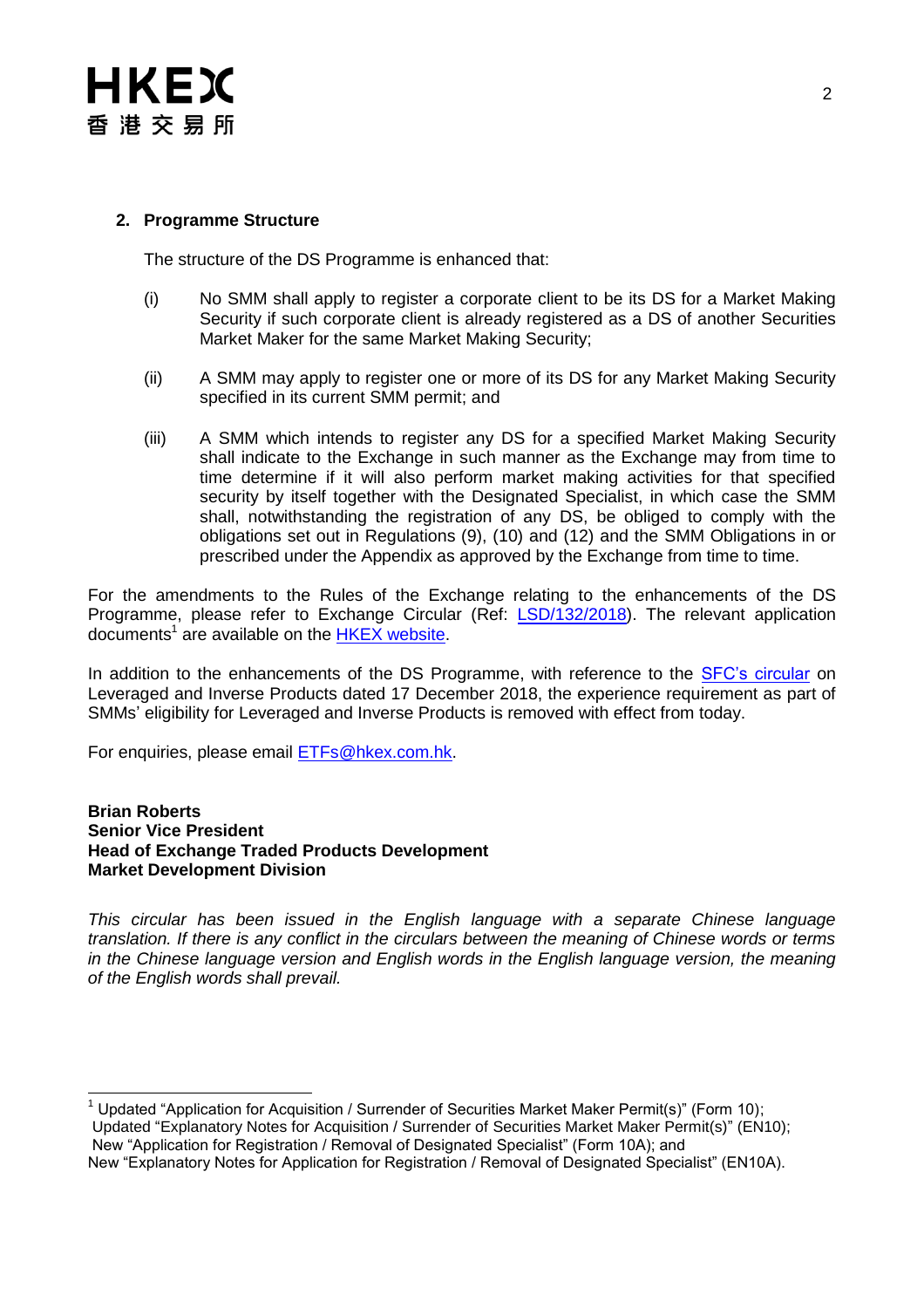**2. Programme Structure**

The structure of the DS Programme is enhanced that:

(i) No SMM shall apply to register a corporate client to be its DS for a Market Making Security if such corporate client is already registered as a DS of another Securities Market Maker for the same Market Making Security;

(ii) A SMM may apply to register one or more of its DS for any Market Making Security specified in its current SMM permit; and

(iii) A SMM which intends to register any DS for a specified Market Making Security shall indicate to the Exchange in such manner as the Exchange may from time to time determine if it will also perform market making activities for that specified security by itself together with the Designated Specialist, in which case the SMM shall, notwithstanding the registration of any DS, be obliged to comply with the obligations set out in Regulations (9), (10) and (12) and the SMM Obligations in or prescribed under the Appendix as approved by the Exchange from time to time.

For the amendments to the Rules of the Exchange relating to the enhancements of the DS Programme, please refer to Exchange Circular (Ref: LSD/132/2018). The relevant application documents[1] are available on the HKEX website.

In addition to the enhancements of the DS Programme, with reference to the SFC's circular on Leveraged and Inverse Products dated 17 December 2018, the experience requirement as part of SMMs' eligibility for Leveraged and Inverse Products is removed with effect from today.

For enquiries, please email ETFs@hkex.com.hk.

**Brian Roberts**
**Senior Vice President**
**Head of Exchange Traded Products Development**
**Market Development Division**

*This circular has been issued in the English language with a separate Chinese language translation. If there is any conflict in the circulars between the meaning of Chinese words or terms in the Chinese language version and English words in the English language version, the meaning of the English words shall prevail.*

---

[1] Updated "Application for Acquisition / Surrender of Securities Market Maker Permit(s)" (Form 10);
Updated "Explanatory Notes for Acquisition / Surrender of Securities Market Maker Permit(s)" (EN10);
New "Application for Registration / Removal of Designated Specialist" (Form 10A); and
New "Explanatory Notes for Application for Registration / Removal of Designated Specialist" (EN10A).